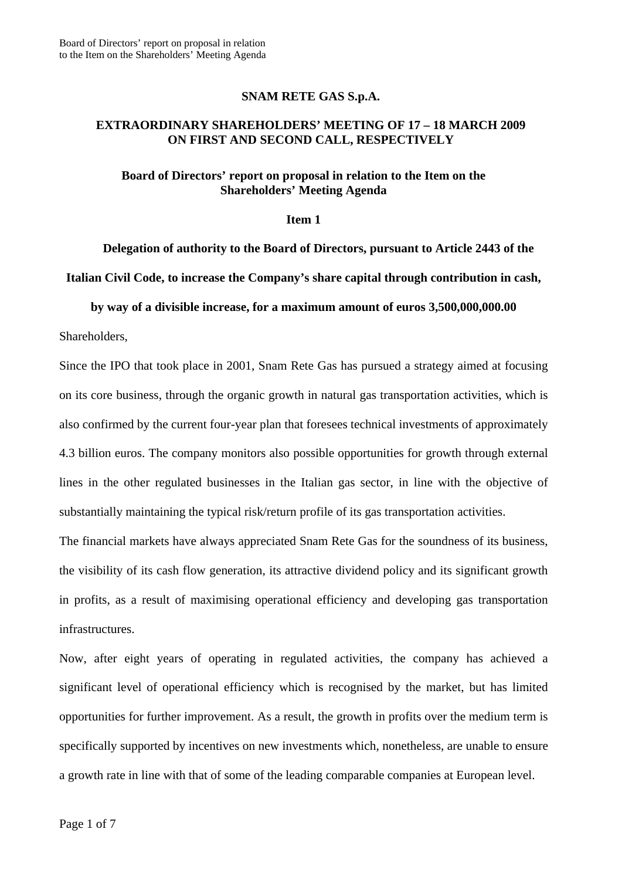**SNAM RETE GAS S.p.A.**

**EXTRAORDINARY SHAREHOLDERS' MEETING OF 17 – 18 MARCH 2009 ON FIRST AND SECOND CALL, RESPECTIVELY**

**Board of Directors' report on proposal in relation to the Item on the Shareholders' Meeting Agenda**

**Item 1**

**Delegation of authority to the Board of Directors, pursuant to Article 2443 of the Italian Civil Code, to increase the Company's share capital through contribution in cash, by way of a divisible increase, for a maximum amount of euros 3,500,000,000.00**

Shareholders,

Since the IPO that took place in 2001, Snam Rete Gas has pursued a strategy aimed at focusing on its core business, through the organic growth in natural gas transportation activities, which is also confirmed by the current four-year plan that foresees technical investments of approximately 4.3 billion euros. The company monitors also possible opportunities for growth through external lines in the other regulated businesses in the Italian gas sector, in line with the objective of substantially maintaining the typical risk/return profile of its gas transportation activities.

The financial markets have always appreciated Snam Rete Gas for the soundness of its business, the visibility of its cash flow generation, its attractive dividend policy and its significant growth in profits, as a result of maximising operational efficiency and developing gas transportation infrastructures.

Now, after eight years of operating in regulated activities, the company has achieved a significant level of operational efficiency which is recognised by the market, but has limited opportunities for further improvement. As a result, the growth in profits over the medium term is specifically supported by incentives on new investments which, nonetheless, are unable to ensure a growth rate in line with that of some of the leading comparable companies at European level.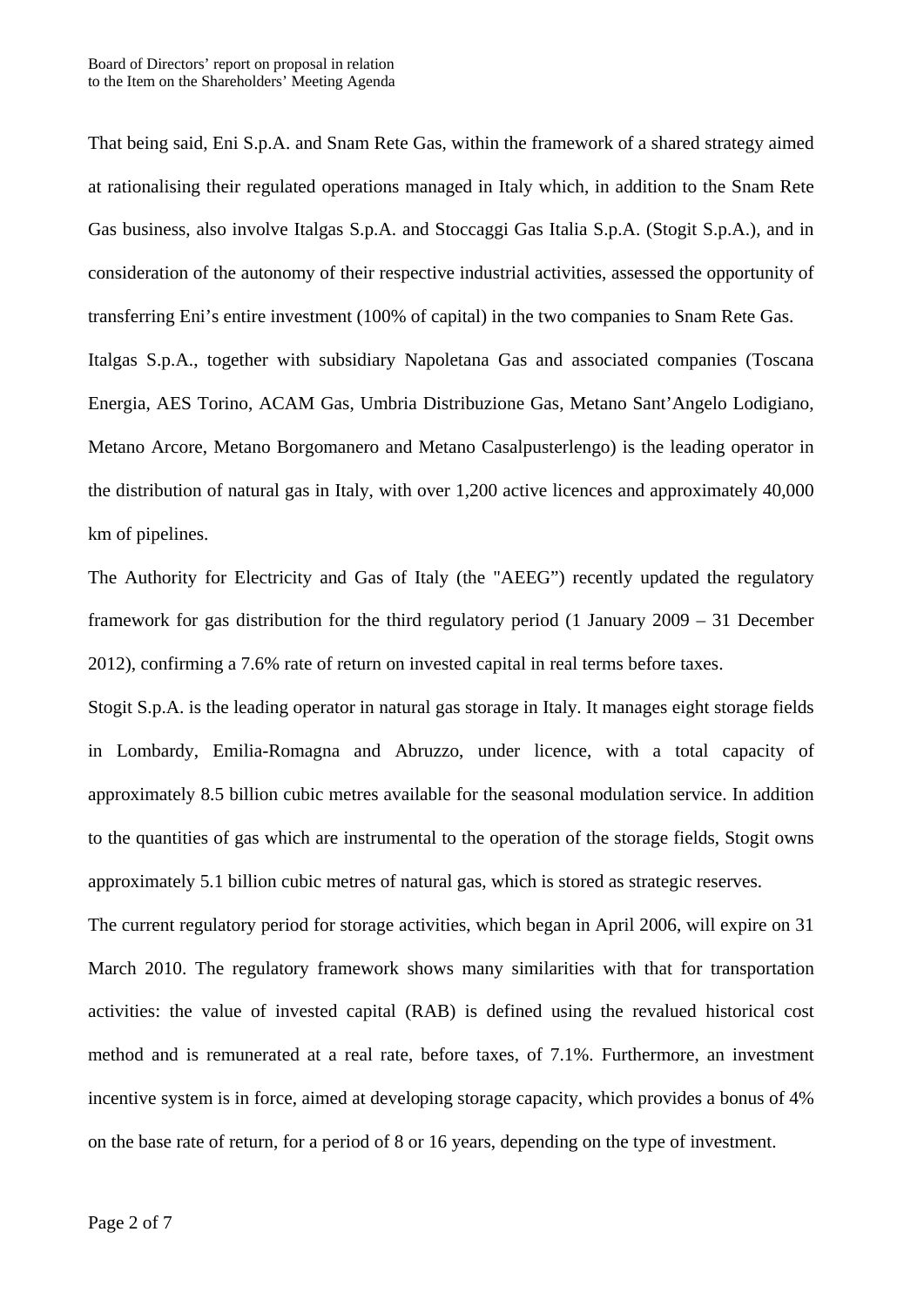That being said, Eni S.p.A. and Snam Rete Gas, within the framework of a shared strategy aimed at rationalising their regulated operations managed in Italy which, in addition to the Snam Rete Gas business, also involve Italgas S.p.A. and Stoccaggi Gas Italia S.p.A. (Stogit S.p.A.), and in consideration of the autonomy of their respective industrial activities, assessed the opportunity of transferring Eni's entire investment (100% of capital) in the two companies to Snam Rete Gas.

Italgas S.p.A., together with subsidiary Napoletana Gas and associated companies (Toscana Energia, AES Torino, ACAM Gas, Umbria Distribuzione Gas, Metano Sant'Angelo Lodigiano, Metano Arcore, Metano Borgomanero and Metano Casalpusterlengo) is the leading operator in the distribution of natural gas in Italy, with over 1,200 active licences and approximately 40,000 km of pipelines.

The Authority for Electricity and Gas of Italy (the "AEEG") recently updated the regulatory framework for gas distribution for the third regulatory period (1 January 2009 – 31 December 2012), confirming a 7.6% rate of return on invested capital in real terms before taxes.

Stogit S.p.A. is the leading operator in natural gas storage in Italy. It manages eight storage fields in Lombardy, Emilia-Romagna and Abruzzo, under licence, with a total capacity of approximately 8.5 billion cubic metres available for the seasonal modulation service. In addition to the quantities of gas which are instrumental to the operation of the storage fields, Stogit owns approximately 5.1 billion cubic metres of natural gas, which is stored as strategic reserves.

The current regulatory period for storage activities, which began in April 2006, will expire on 31 March 2010. The regulatory framework shows many similarities with that for transportation activities: the value of invested capital (RAB) is defined using the revalued historical cost method and is remunerated at a real rate, before taxes, of 7.1%. Furthermore, an investment incentive system is in force, aimed at developing storage capacity, which provides a bonus of 4% on the base rate of return, for a period of 8 or 16 years, depending on the type of investment.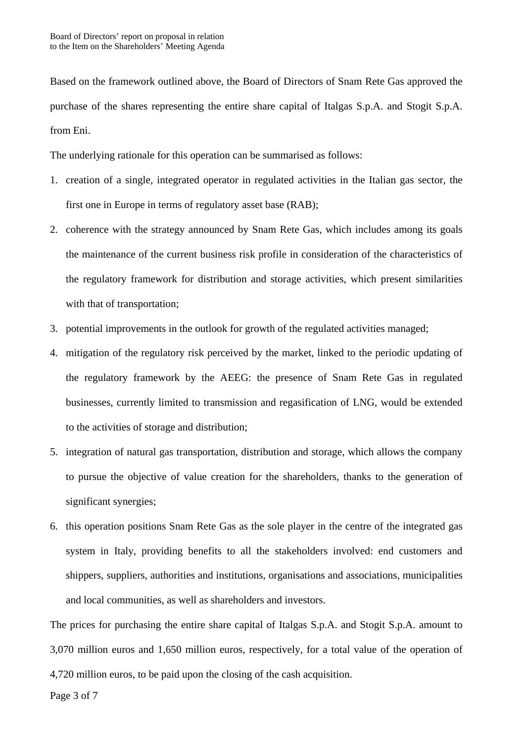Based on the framework outlined above, the Board of Directors of Snam Rete Gas approved the purchase of the shares representing the entire share capital of Italgas S.p.A. and Stogit S.p.A. from Eni.

The underlying rationale for this operation can be summarised as follows:

1. creation of a single, integrated operator in regulated activities in the Italian gas sector, the first one in Europe in terms of regulatory asset base (RAB);
2. coherence with the strategy announced by Snam Rete Gas, which includes among its goals the maintenance of the current business risk profile in consideration of the characteristics of the regulatory framework for distribution and storage activities, which present similarities with that of transportation;
3. potential improvements in the outlook for growth of the regulated activities managed;
4. mitigation of the regulatory risk perceived by the market, linked to the periodic updating of the regulatory framework by the AEEG: the presence of Snam Rete Gas in regulated businesses, currently limited to transmission and regasification of LNG, would be extended to the activities of storage and distribution;
5. integration of natural gas transportation, distribution and storage, which allows the company to pursue the objective of value creation for the shareholders, thanks to the generation of significant synergies;
6. this operation positions Snam Rete Gas as the sole player in the centre of the integrated gas system in Italy, providing benefits to all the stakeholders involved: end customers and shippers, suppliers, authorities and institutions, organisations and associations, municipalities and local communities, as well as shareholders and investors.

The prices for purchasing the entire share capital of Italgas S.p.A. and Stogit S.p.A. amount to 3,070 million euros and 1,650 million euros, respectively, for a total value of the operation of 4,720 million euros, to be paid upon the closing of the cash acquisition.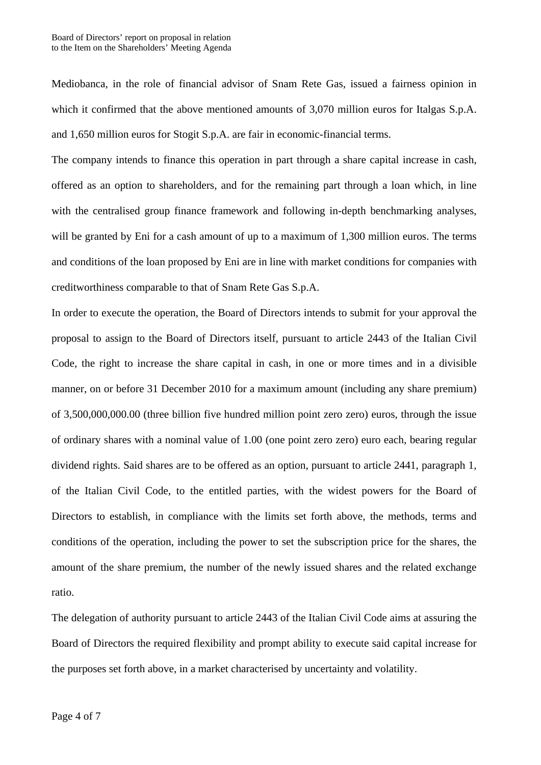Mediobanca, in the role of financial advisor of Snam Rete Gas, issued a fairness opinion in which it confirmed that the above mentioned amounts of 3,070 million euros for Italgas S.p.A. and 1,650 million euros for Stogit S.p.A. are fair in economic-financial terms.

The company intends to finance this operation in part through a share capital increase in cash, offered as an option to shareholders, and for the remaining part through a loan which, in line with the centralised group finance framework and following in-depth benchmarking analyses, will be granted by Eni for a cash amount of up to a maximum of 1,300 million euros. The terms and conditions of the loan proposed by Eni are in line with market conditions for companies with creditworthiness comparable to that of Snam Rete Gas S.p.A.

In order to execute the operation, the Board of Directors intends to submit for your approval the proposal to assign to the Board of Directors itself, pursuant to article 2443 of the Italian Civil Code, the right to increase the share capital in cash, in one or more times and in a divisible manner, on or before 31 December 2010 for a maximum amount (including any share premium) of 3,500,000,000.00 (three billion five hundred million point zero zero) euros, through the issue of ordinary shares with a nominal value of 1.00 (one point zero zero) euro each, bearing regular dividend rights. Said shares are to be offered as an option, pursuant to article 2441, paragraph 1, of the Italian Civil Code, to the entitled parties, with the widest powers for the Board of Directors to establish, in compliance with the limits set forth above, the methods, terms and conditions of the operation, including the power to set the subscription price for the shares, the amount of the share premium, the number of the newly issued shares and the related exchange ratio.

The delegation of authority pursuant to article 2443 of the Italian Civil Code aims at assuring the Board of Directors the required flexibility and prompt ability to execute said capital increase for the purposes set forth above, in a market characterised by uncertainty and volatility.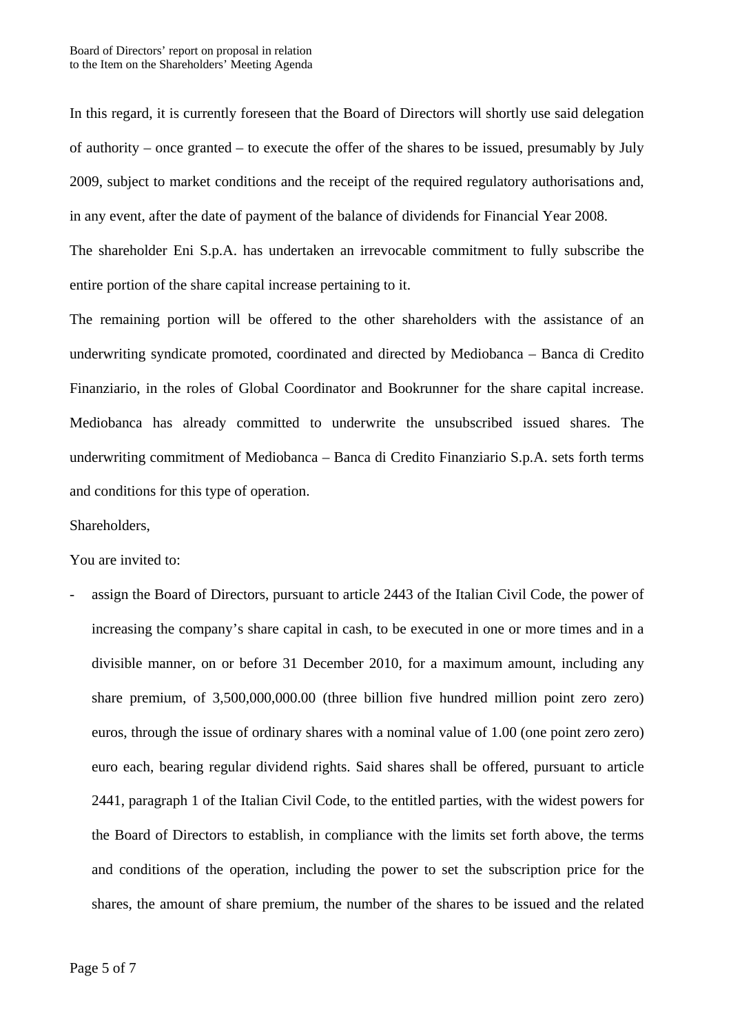In this regard, it is currently foreseen that the Board of Directors will shortly use said delegation of authority – once granted – to execute the offer of the shares to be issued, presumably by July 2009, subject to market conditions and the receipt of the required regulatory authorisations and, in any event, after the date of payment of the balance of dividends for Financial Year 2008.

The shareholder Eni S.p.A. has undertaken an irrevocable commitment to fully subscribe the entire portion of the share capital increase pertaining to it.

The remaining portion will be offered to the other shareholders with the assistance of an underwriting syndicate promoted, coordinated and directed by Mediobanca – Banca di Credito Finanziario, in the roles of Global Coordinator and Bookrunner for the share capital increase. Mediobanca has already committed to underwrite the unsubscribed issued shares. The underwriting commitment of Mediobanca – Banca di Credito Finanziario S.p.A. sets forth terms and conditions for this type of operation.

Shareholders,

You are invited to:

- assign the Board of Directors, pursuant to article 2443 of the Italian Civil Code, the power of increasing the company's share capital in cash, to be executed in one or more times and in a divisible manner, on or before 31 December 2010, for a maximum amount, including any share premium, of 3,500,000,000.00 (three billion five hundred million point zero zero) euros, through the issue of ordinary shares with a nominal value of 1.00 (one point zero zero) euro each, bearing regular dividend rights. Said shares shall be offered, pursuant to article 2441, paragraph 1 of the Italian Civil Code, to the entitled parties, with the widest powers for the Board of Directors to establish, in compliance with the limits set forth above, the terms and conditions of the operation, including the power to set the subscription price for the shares, the amount of share premium, the number of the shares to be issued and the related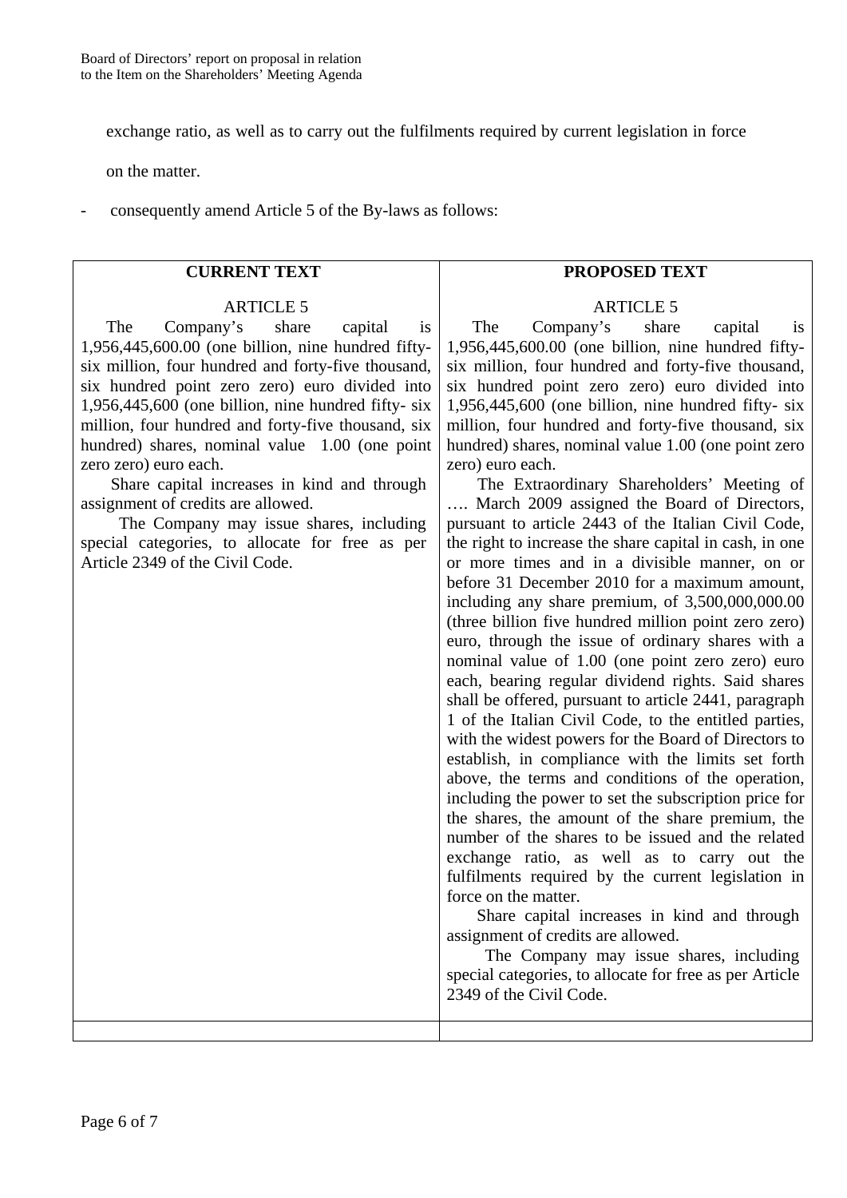exchange ratio, as well as to carry out the fulfilments required by current legislation in force on the matter.

- consequently amend Article 5 of the By-laws as follows:

| CURRENT TEXT | PROPOSED TEXT |
|---|---|
| ARTICLE 5<br>The Company's share capital is 1,956,445,600.00 (one billion, nine hundred fifty-six million, four hundred and forty-five thousand, six hundred point zero zero) euro divided into 1,956,445,600 (one billion, nine hundred fifty- six million, four hundred and forty-five thousand, six hundred) shares, nominal value 1.00 (one point zero zero) euro each.<br>Share capital increases in kind and through assignment of credits are allowed.<br>The Company may issue shares, including special categories, to allocate for free as per Article 2349 of the Civil Code. | ARTICLE 5<br>The Company's share capital is 1,956,445,600.00 (one billion, nine hundred fifty-six million, four hundred and forty-five thousand, six hundred point zero zero) euro divided into 1,956,445,600 (one billion, nine hundred fifty- six million, four hundred and forty-five thousand, six hundred) shares, nominal value 1.00 (one point zero zero) euro each.<br>The Extraordinary Shareholders' Meeting of …. March 2009 assigned the Board of Directors, pursuant to article 2443 of the Italian Civil Code, the right to increase the share capital in cash, in one or more times and in a divisible manner, on or before 31 December 2010 for a maximum amount, including any share premium, of 3,500,000,000.00 (three billion five hundred million point zero zero) euro, through the issue of ordinary shares with a nominal value of 1.00 (one point zero zero) euro each, bearing regular dividend rights. Said shares shall be offered, pursuant to article 2441, paragraph 1 of the Italian Civil Code, to the entitled parties, with the widest powers for the Board of Directors to establish, in compliance with the limits set forth above, the terms and conditions of the operation, including the power to set the subscription price for the shares, the amount of the share premium, the number of the shares to be issued and the related exchange ratio, as well as to carry out the fulfilments required by the current legislation in force on the matter.<br>Share capital increases in kind and through assignment of credits are allowed.<br>The Company may issue shares, including special categories, to allocate for free as per Article 2349 of the Civil Code. |
| | |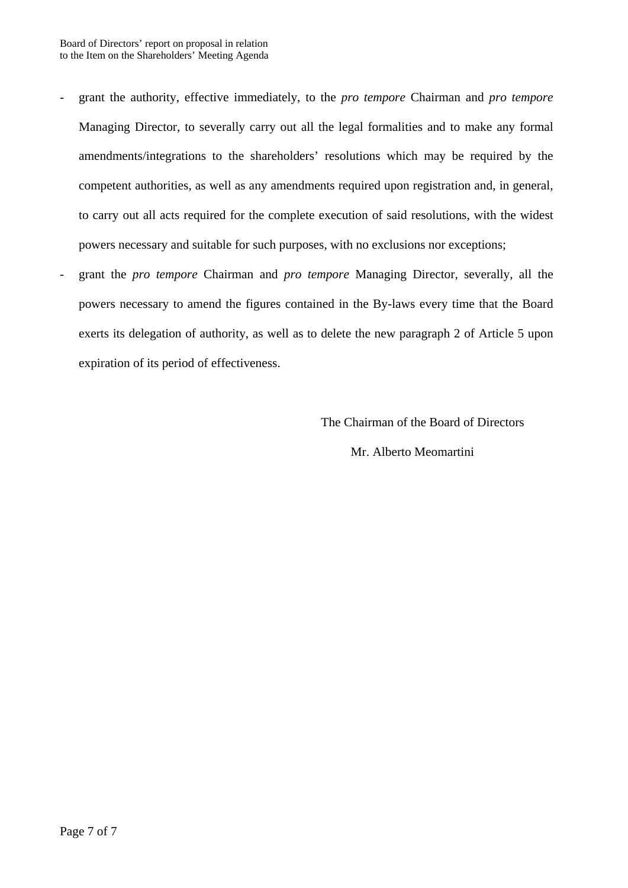- grant the authority, effective immediately, to the *pro tempore* Chairman and *pro tempore* Managing Director, to severally carry out all the legal formalities and to make any formal amendments/integrations to the shareholders' resolutions which may be required by the competent authorities, as well as any amendments required upon registration and, in general, to carry out all acts required for the complete execution of said resolutions, with the widest powers necessary and suitable for such purposes, with no exclusions nor exceptions;
- grant the *pro tempore* Chairman and *pro tempore* Managing Director, severally, all the powers necessary to amend the figures contained in the By-laws every time that the Board exerts its delegation of authority, as well as to delete the new paragraph 2 of Article 5 upon expiration of its period of effectiveness.

The Chairman of the Board of Directors

Mr. Alberto Meomartini